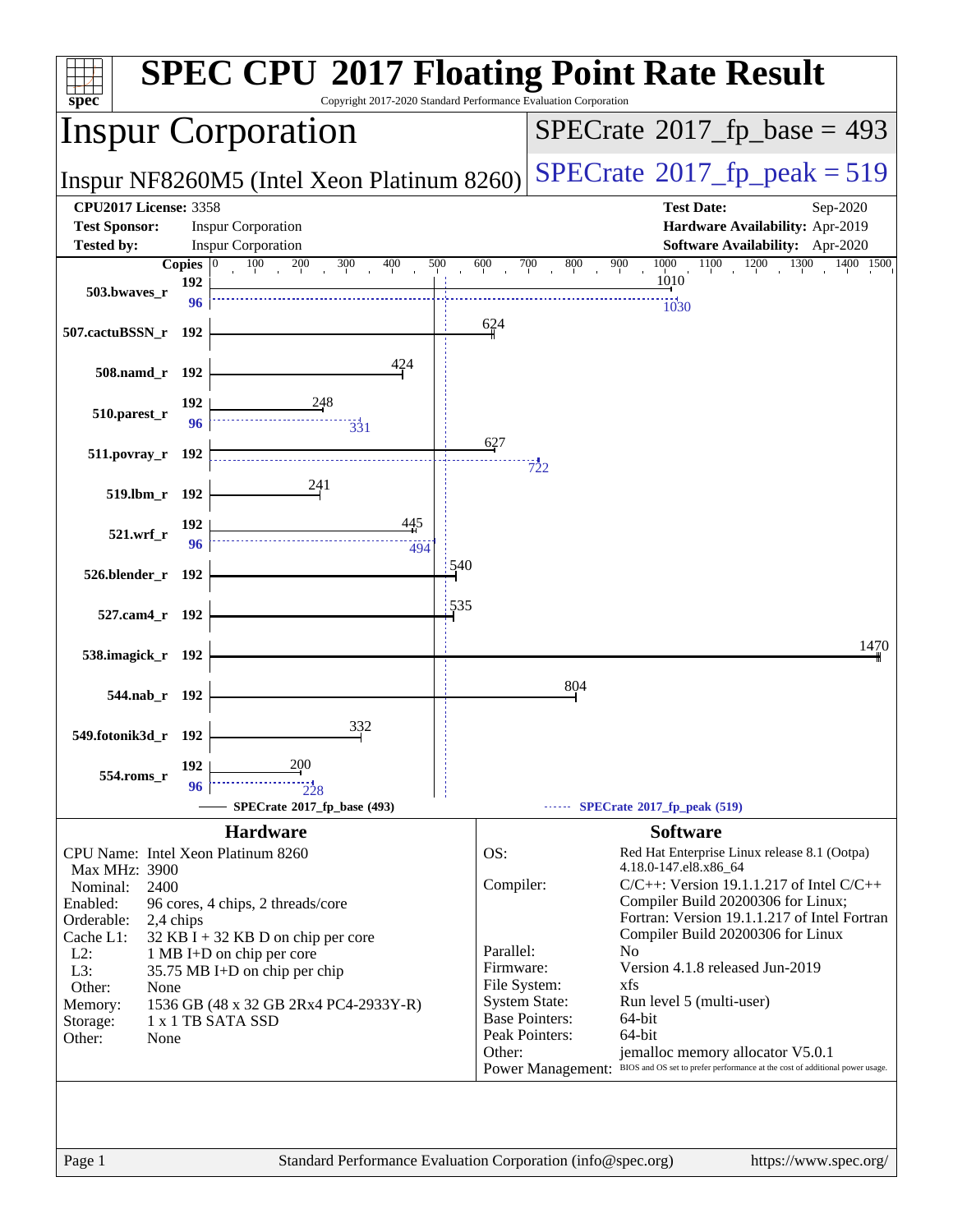# SPEC CPU 2017 Floating Point Rate Result

Copyright 2017-2020 Standard Performance Evaluation Corporation

## Inspur Corporation

Inspur NF8260M5 (Intel Xeon Platinum 8260)

SPECrate 2017_fp_base = 493

SPECrate 2017_fp_peak = 519

**CPU2017 License:** 3358
**Test Sponsor:** Inspur Corporation
**Tested by:** Inspur Corporation

**Test Date:** Sep-2020
**Hardware Availability:** Apr-2019
**Software Availability:** Apr-2020

| Benchmark | Copies | Base | Peak Copies | Peak |
|---|---|---|---|---|
| 503.bwaves_r | 192 | 1010 | 96 | 1030 |
| 507.cactuBSSN_r | 192 | 624 | | |
| 508.namd_r | 192 | 424 | | |
| 510.parest_r | 192 | 248 | 96 | 331 |
| 511.povray_r | 192 | 627 | 192 | 722 |
| 519.lbm_r | 192 | 241 | | |
| 521.wrf_r | 192 | 445 | 96 | 494 |
| 526.blender_r | 192 | 540 | | |
| 527.cam4_r | 192 | 535 | | |
| 538.imagick_r | 192 | 1470 | | |
| 544.nab_r | 192 | 804 | | |
| 549.fotonik3d_r | 192 | 332 | | |
| 554.roms_r | 192 | 200 | 96 | 228 |

SPECrate 2017_fp_base (493) — SPECrate 2017_fp_peak (519)

## Hardware

- **CPU Name:** Intel Xeon Platinum 8260
- **Max MHz:** 3900
- **Nominal:** 2400
- **Enabled:** 96 cores, 4 chips, 2 threads/core
- **Orderable:** 2,4 chips
- **Cache L1:** 32 KB I + 32 KB D on chip per core
- **L2:** 1 MB I+D on chip per core
- **L3:** 35.75 MB I+D on chip per chip
- **Other:** None
- **Memory:** 1536 GB (48 x 32 GB 2Rx4 PC4-2933Y-R)
- **Storage:** 1 x 1 TB SATA SSD
- **Other:** None

## Software

- **OS:** Red Hat Enterprise Linux release 8.1 (Ootpa) 4.18.0-147.el8.x86_64
- **Compiler:** C/C++: Version 19.1.1.217 of Intel C/C++ Compiler Build 20200306 for Linux; Fortran: Version 19.1.1.217 of Intel Fortran Compiler Build 20200306 for Linux
- **Parallel:** No
- **Firmware:** Version 4.1.8 released Jun-2019
- **File System:** xfs
- **System State:** Run level 5 (multi-user)
- **Base Pointers:** 64-bit
- **Peak Pointers:** 64-bit
- **Other:** jemalloc memory allocator V5.0.1
- **Power Management:** BIOS and OS set to prefer performance at the cost of additional power usage.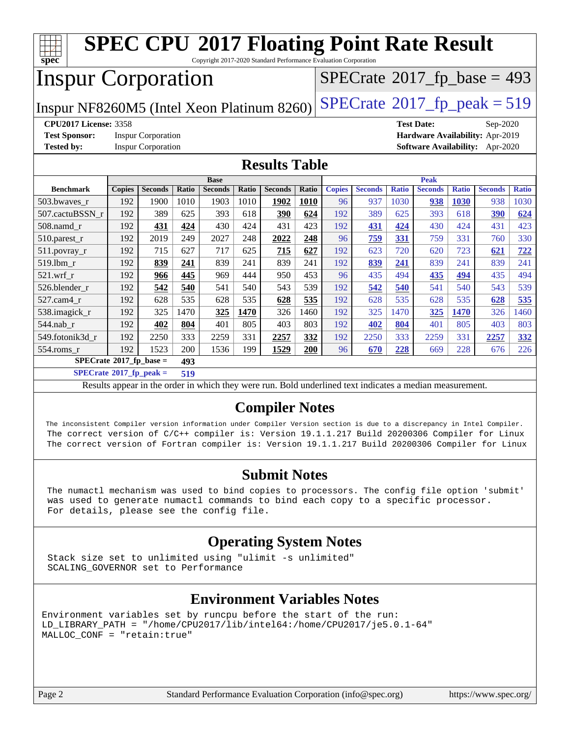# SPEC CPU 2017 Floating Point Rate Result

Copyright 2017-2020 Standard Performance Evaluation Corporation

## Inspur Corporation

Inspur NF8260M5 (Intel Xeon Platinum 8260)

SPECrate 2017_fp_base = 493

SPECrate 2017_fp_peak = 519

**CPU2017 License:** 3358
**Test Sponsor:** Inspur Corporation
**Tested by:** Inspur Corporation

**Test Date:** Sep-2020
**Hardware Availability:** Apr-2019
**Software Availability:** Apr-2020

## Results Table

| | Base | | | | | | | Peak | | | | | | |
|---|---|---|---|---|---|---|---|---|---|---|---|---|---|---|
| **Benchmark** | **Copies** | **Seconds** | **Ratio** | **Seconds** | **Ratio** | **Seconds** | **Ratio** | **Copies** | **Seconds** | **Ratio** | **Seconds** | **Ratio** | **Seconds** | **Ratio** |
| 503.bwaves_r | 192 | 1900 | 1010 | 1903 | 1010 | **1902** | **1010** | 96 | 937 | 1030 | **938** | **1030** | 938 | 1030 |
| 507.cactuBSSN_r | 192 | 389 | 625 | 393 | 618 | **390** | **624** | 192 | 389 | 625 | 393 | 618 | **390** | **624** |
| 508.namd_r | 192 | **431** | **424** | 430 | 424 | 431 | 423 | 192 | **431** | **424** | 430 | 424 | 431 | 423 |
| 510.parest_r | 192 | 2019 | 249 | 2027 | 248 | **2022** | **248** | 96 | **759** | **331** | 759 | 331 | 760 | 330 |
| 511.povray_r | 192 | 715 | 627 | 717 | 625 | **715** | **627** | 192 | 623 | 720 | 620 | 723 | **621** | **722** |
| 519.lbm_r | 192 | **839** | **241** | 839 | 241 | 839 | 241 | 192 | **839** | **241** | 839 | 241 | 839 | 241 |
| 521.wrf_r | 192 | **966** | **445** | 969 | 444 | 950 | 453 | 96 | 435 | 494 | **435** | **494** | 435 | 494 |
| 526.blender_r | 192 | **542** | **540** | 541 | 540 | 543 | 539 | 192 | **542** | **540** | 541 | 540 | 543 | 539 |
| 527.cam4_r | 192 | 628 | 535 | 628 | 535 | **628** | **535** | 192 | 628 | 535 | 628 | 535 | **628** | **535** |
| 538.imagick_r | 192 | 325 | 1470 | **325** | **1470** | 326 | 1460 | 192 | 325 | 1470 | **325** | **1470** | 326 | 1460 |
| 544.nab_r | 192 | **402** | **804** | 401 | 805 | 403 | 803 | 192 | **402** | **804** | 401 | 805 | 403 | 803 |
| 549.fotonik3d_r | 192 | 2250 | 333 | 2259 | 331 | **2257** | **332** | 192 | 2250 | 333 | 2259 | 331 | **2257** | **332** |
| 554.roms_r | 192 | 1523 | 200 | 1536 | 199 | **1529** | **200** | 96 | **670** | **228** | 669 | 228 | 676 | 226 |

**SPECrate 2017_fp_base =** **493**

**SPECrate 2017_fp_peak =** **519**

Results appear in the order in which they were run. Bold underlined text indicates a median measurement.

## Compiler Notes

```
The inconsistent Compiler version information under Compiler Version section is due to a discrepancy in Intel Compiler.
The correct version of C/C++ compiler is: Version 19.1.1.217 Build 20200306 Compiler for Linux
The correct version of Fortran compiler is: Version 19.1.1.217 Build 20200306 Compiler for Linux
```

## Submit Notes

```
The numactl mechanism was used to bind copies to processors. The config file option 'submit'
was used to generate numactl commands to bind each copy to a specific processor.
For details, please see the config file.
```

## Operating System Notes

```
Stack size set to unlimited using "ulimit -s unlimited"
SCALING_GOVERNOR set to Performance
```

## Environment Variables Notes

```
Environment variables set by runcpu before the start of the run:
LD_LIBRARY_PATH = "/home/CPU2017/lib/intel64:/home/CPU2017/je5.0.1-64"
MALLOC_CONF = "retain:true"
```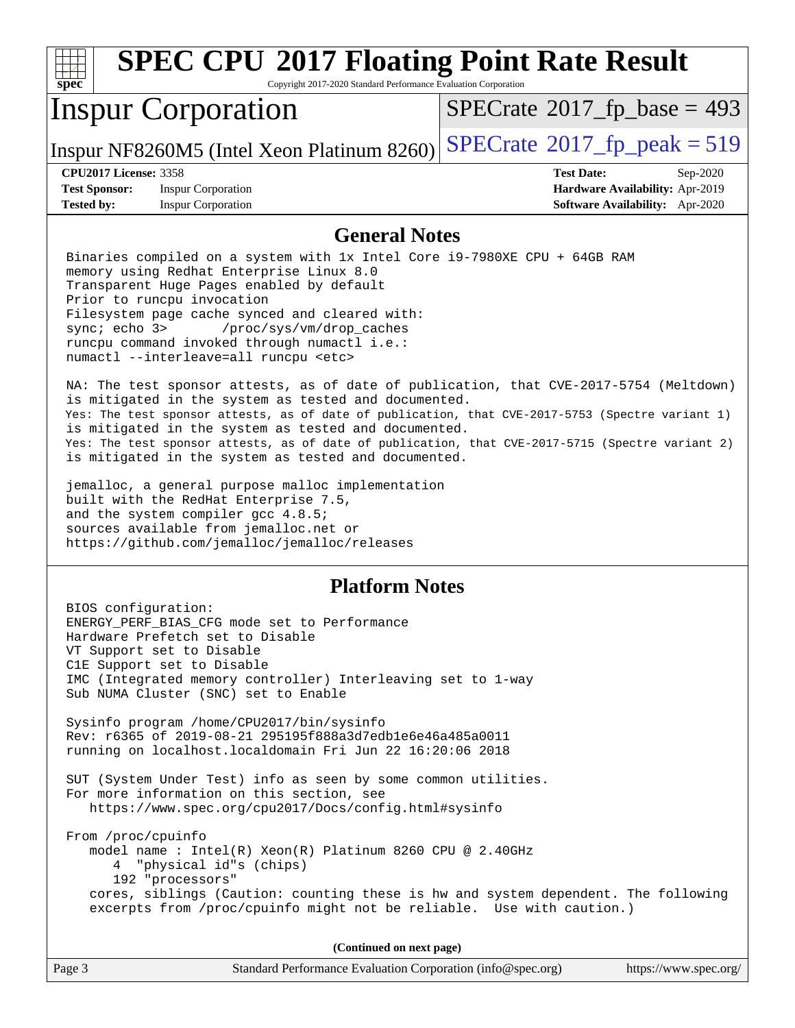# SPEC CPU 2017 Floating Point Rate Result

Copyright 2017-2020 Standard Performance Evaluation Corporation

## Inspur Corporation

Inspur NF8260M5 (Intel Xeon Platinum 8260)

SPECrate 2017_fp_base = 493

SPECrate 2017_fp_peak = 519

**CPU2017 License:** 3358
**Test Sponsor:** Inspur Corporation
**Tested by:** Inspur Corporation

**Test Date:** Sep-2020
**Hardware Availability:** Apr-2019
**Software Availability:** Apr-2020

## General Notes

```
Binaries compiled on a system with 1x Intel Core i9-7980XE CPU + 64GB RAM
memory using Redhat Enterprise Linux 8.0
Transparent Huge Pages enabled by default
Prior to runcpu invocation
Filesystem page cache synced and cleared with:
sync; echo 3>       /proc/sys/vm/drop_caches
runcpu command invoked through numactl i.e.:
numactl --interleave=all runcpu <etc>

NA: The test sponsor attests, as of date of publication, that CVE-2017-5754 (Meltdown)
is mitigated in the system as tested and documented.
Yes: The test sponsor attests, as of date of publication, that CVE-2017-5753 (Spectre variant 1)
is mitigated in the system as tested and documented.
Yes: The test sponsor attests, as of date of publication, that CVE-2017-5715 (Spectre variant 2)
is mitigated in the system as tested and documented.

jemalloc, a general purpose malloc implementation
built with the RedHat Enterprise 7.5,
and the system compiler gcc 4.8.5;
sources available from jemalloc.net or
https://github.com/jemalloc/jemalloc/releases
```

## Platform Notes

```
BIOS configuration:
ENERGY_PERF_BIAS_CFG mode set to Performance
Hardware Prefetch set to Disable
VT Support set to Disable
C1E Support set to Disable
IMC (Integrated memory controller) Interleaving set to 1-way
Sub NUMA Cluster (SNC) set to Enable

Sysinfo program /home/CPU2017/bin/sysinfo
Rev: r6365 of 2019-08-21 295195f888a3d7edb1e6e46a485a0011
running on localhost.localdomain Fri Jun 22 16:20:06 2018

SUT (System Under Test) info as seen by some common utilities.
For more information on this section, see
   https://www.spec.org/cpu2017/Docs/config.html#sysinfo

From /proc/cpuinfo
   model name : Intel(R) Xeon(R) Platinum 8260 CPU @ 2.40GHz
      4  "physical id"s (chips)
      192 "processors"
   cores, siblings (Caution: counting these is hw and system dependent. The following
   excerpts from /proc/cpuinfo might not be reliable.  Use with caution.)
```

**(Continued on next page)**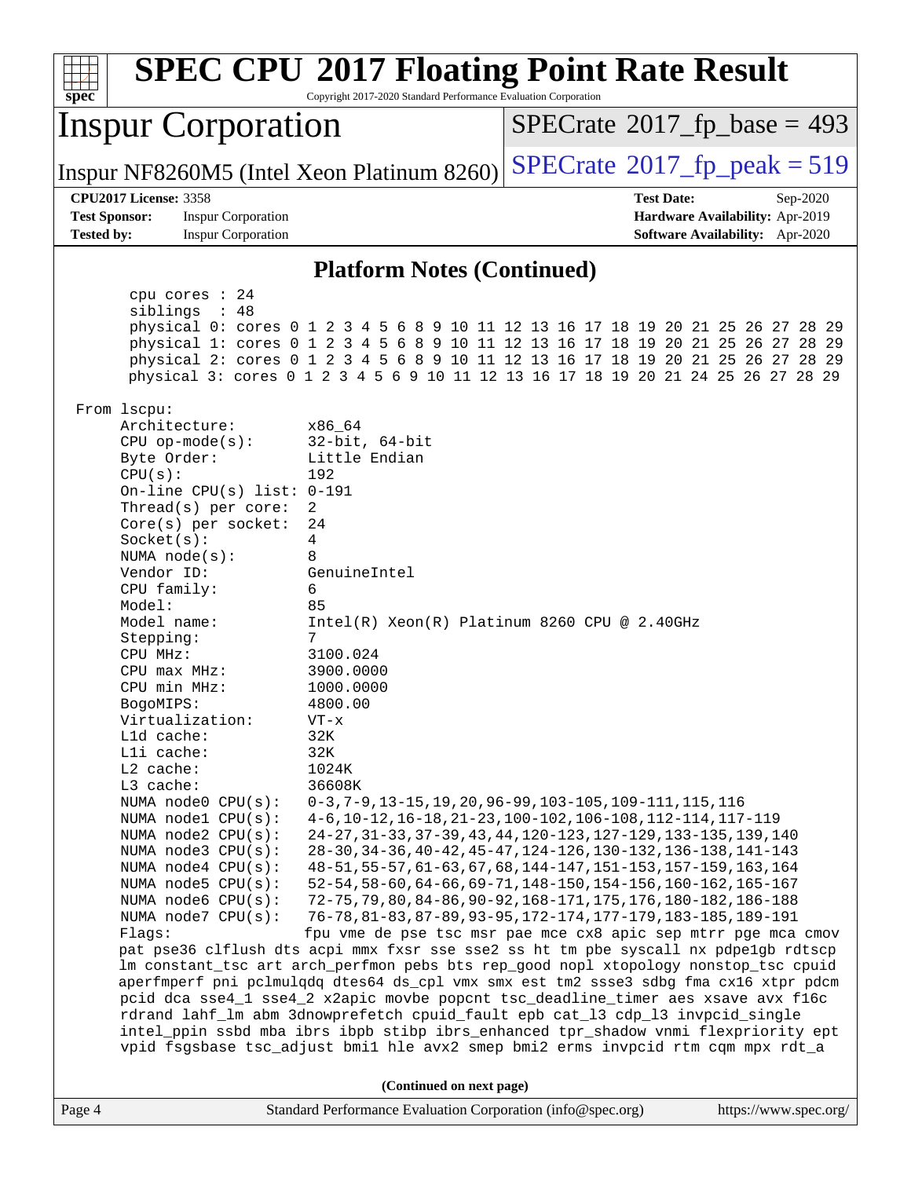# SPEC CPU 2017 Floating Point Rate Result

Copyright 2017-2020 Standard Performance Evaluation Corporation

## Inspur Corporation

Inspur NF8260M5 (Intel Xeon Platinum 8260)

SPECrate 2017_fp_base = 493

SPECrate 2017_fp_peak = 519

**CPU2017 License:** 3358
**Test Sponsor:** Inspur Corporation
**Tested by:** Inspur Corporation

**Test Date:** Sep-2020
**Hardware Availability:** Apr-2019
**Software Availability:** Apr-2020

### Platform Notes (Continued)

```
    cpu cores : 24
    siblings  : 48
    physical 0: cores 0 1 2 3 4 5 6 8 9 10 11 12 13 16 17 18 19 20 21 25 26 27 28 29
    physical 1: cores 0 1 2 3 4 5 6 8 9 10 11 12 13 16 17 18 19 20 21 25 26 27 28 29
    physical 2: cores 0 1 2 3 4 5 6 8 9 10 11 12 13 16 17 18 19 20 21 25 26 27 28 29
    physical 3: cores 0 1 2 3 4 5 6 9 10 11 12 13 16 17 18 19 20 21 24 25 26 27 28 29

From lscpu:
    Architecture:        x86_64
    CPU op-mode(s):      32-bit, 64-bit
    Byte Order:          Little Endian
    CPU(s):              192
    On-line CPU(s) list: 0-191
    Thread(s) per core:  2
    Core(s) per socket:  24
    Socket(s):           4
    NUMA node(s):        8
    Vendor ID:           GenuineIntel
    CPU family:          6
    Model:               85
    Model name:          Intel(R) Xeon(R) Platinum 8260 CPU @ 2.40GHz
    Stepping:            7
    CPU MHz:             3100.024
    CPU max MHz:         3900.0000
    CPU min MHz:         1000.0000
    BogoMIPS:            4800.00
    Virtualization:      VT-x
    L1d cache:           32K
    L1i cache:           32K
    L2 cache:            1024K
    L3 cache:            36608K
    NUMA node0 CPU(s):   0-3,7-9,13-15,19,20,96-99,103-105,109-111,115,116
    NUMA node1 CPU(s):   4-6,10-12,16-18,21-23,100-102,106-108,112-114,117-119
    NUMA node2 CPU(s):   24-27,31-33,37-39,43,44,120-123,127-129,133-135,139,140
    NUMA node3 CPU(s):   28-30,34-36,40-42,45-47,124-126,130-132,136-138,141-143
    NUMA node4 CPU(s):   48-51,55-57,61-63,67,68,144-147,151-153,157-159,163,164
    NUMA node5 CPU(s):   52-54,58-60,64-66,69-71,148-150,154-156,160-162,165-167
    NUMA node6 CPU(s):   72-75,79,80,84-86,90-92,168-171,175,176,180-182,186-188
    NUMA node7 CPU(s):   76-78,81-83,87-89,93-95,172-174,177-179,183-185,189-191
    Flags:               fpu vme de pse tsc msr pae mce cx8 apic sep mtrr pge mca cmov
    pat pse36 clflush dts acpi mmx fxsr sse sse2 ss ht tm pbe syscall nx pdpe1gb rdtscp
    lm constant_tsc art arch_perfmon pebs bts rep_good nopl xtopology nonstop_tsc cpuid
    aperfmperf pni pclmulqdq dtes64 ds_cpl vmx smx est tm2 ssse3 sdbg fma cx16 xtpr pdcm
    pcid dca sse4_1 sse4_2 x2apic movbe popcnt tsc_deadline_timer aes xsave avx f16c
    rdrand lahf_lm abm 3dnowprefetch cpuid_fault epb cat_l3 cdp_l3 invpcid_single
    intel_ppin ssbd mba ibrs ibpb stibp ibrs_enhanced tpr_shadow vnmi flexpriority ept
    vpid fsgsbase tsc_adjust bmi1 hle avx2 smep bmi2 erms invpcid rtm cqm mpx rdt_a
```

**(Continued on next page)**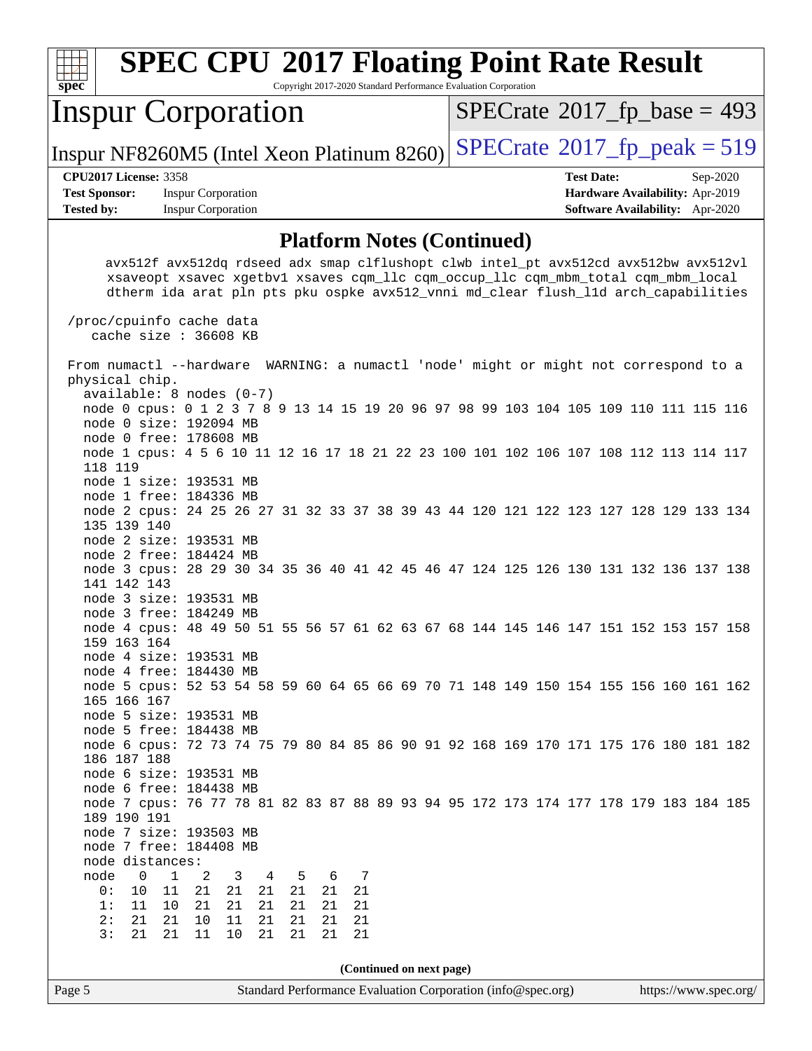# SPEC CPU 2017 Floating Point Rate Result

Copyright 2017-2020 Standard Performance Evaluation Corporation

## Inspur Corporation

Inspur NF8260M5 (Intel Xeon Platinum 8260)

SPECrate 2017_fp_base = 493

SPECrate 2017_fp_peak = 519

**CPU2017 License:** 3358
**Test Sponsor:** Inspur Corporation
**Tested by:** Inspur Corporation

**Test Date:** Sep-2020
**Hardware Availability:** Apr-2019
**Software Availability:** Apr-2020

### Platform Notes (Continued)

```
      avx512f avx512dq rdseed adx smap clflushopt clwb intel_pt avx512cd avx512bw avx512vl
      xsaveopt xsavec xgetbv1 xsaves cqm_llc cqm_occup_llc cqm_mbm_total cqm_mbm_local
      dtherm ida arat pln pts pku ospke avx512_vnni md_clear flush_l1d arch_capabilities

 /proc/cpuinfo cache data
    cache size : 36608 KB

 From numactl --hardware  WARNING: a numactl 'node' might or might not correspond to a
 physical chip.
   available: 8 nodes (0-7)
   node 0 cpus: 0 1 2 3 7 8 9 13 14 15 19 20 96 97 98 99 103 104 105 109 110 111 115 116
   node 0 size: 192094 MB
   node 0 free: 178608 MB
   node 1 cpus: 4 5 6 10 11 12 16 17 18 21 22 23 100 101 102 106 107 108 112 113 114 117
   118 119
   node 1 size: 193531 MB
   node 1 free: 184336 MB
   node 2 cpus: 24 25 26 27 31 32 33 37 38 39 43 44 120 121 122 123 127 128 129 133 134
   135 139 140
   node 2 size: 193531 MB
   node 2 free: 184424 MB
   node 3 cpus: 28 29 30 34 35 36 40 41 42 45 46 47 124 125 126 130 131 132 136 137 138
   141 142 143
   node 3 size: 193531 MB
   node 3 free: 184249 MB
   node 4 cpus: 48 49 50 51 55 56 57 61 62 63 67 68 144 145 146 147 151 152 153 157 158
   159 163 164
   node 4 size: 193531 MB
   node 4 free: 184430 MB
   node 5 cpus: 52 53 54 58 59 60 64 65 66 69 70 71 148 149 150 154 155 156 160 161 162
   165 166 167
   node 5 size: 193531 MB
   node 5 free: 184438 MB
   node 6 cpus: 72 73 74 75 79 80 84 85 86 90 91 92 168 169 170 171 175 176 180 181 182
   186 187 188
   node 6 size: 193531 MB
   node 6 free: 184438 MB
   node 7 cpus: 76 77 78 81 82 83 87 88 89 93 94 95 172 173 174 177 178 179 183 184 185
   189 190 191
   node 7 size: 193503 MB
   node 7 free: 184408 MB
   node distances:
   node   0   1   2   3   4   5   6   7
     0:  10  11  21  21  21  21  21  21
     1:  11  10  21  21  21  21  21  21
     2:  21  21  10  11  21  21  21  21
     3:  21  21  11  10  21  21  21  21
```

(Continued on next page)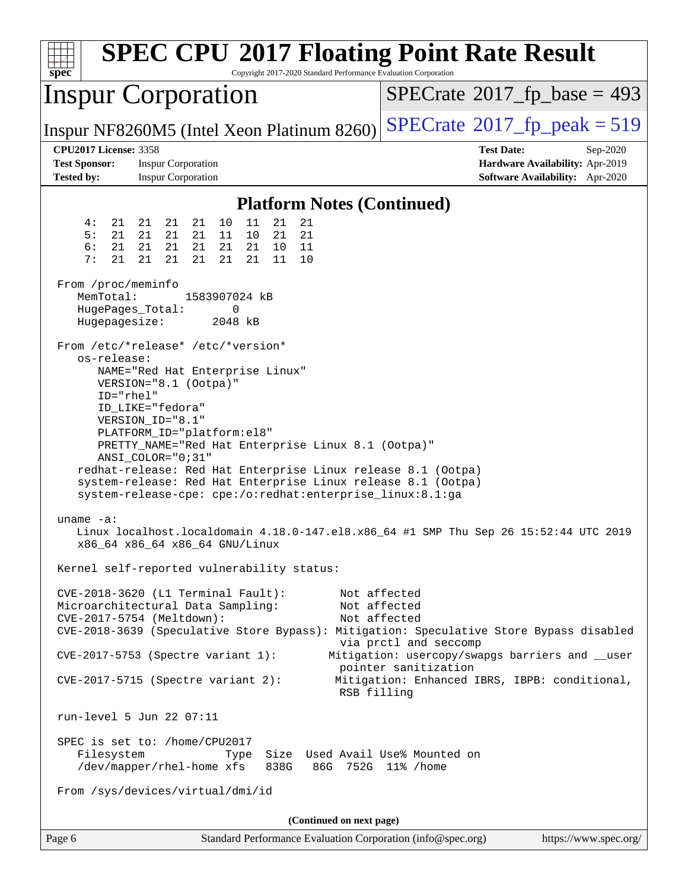## Platform Notes (Continued)

```
     4:  21  21  21  21  10  11  21  21
     5:  21  21  21  21  11  10  21  21
     6:  21  21  21  21  21  21  10  11
     7:  21  21  21  21  21  21  11  10

 From /proc/meminfo
    MemTotal:       1583907024 kB
    HugePages_Total:       0
    Hugepagesize:       2048 kB

 From /etc/*release* /etc/*version*
    os-release:
       NAME="Red Hat Enterprise Linux"
       VERSION="8.1 (Ootpa)"
       ID="rhel"
       ID_LIKE="fedora"
       VERSION_ID="8.1"
       PLATFORM_ID="platform:el8"
       PRETTY_NAME="Red Hat Enterprise Linux 8.1 (Ootpa)"
       ANSI_COLOR="0;31"
    redhat-release: Red Hat Enterprise Linux release 8.1 (Ootpa)
    system-release: Red Hat Enterprise Linux release 8.1 (Ootpa)
    system-release-cpe: cpe:/o:redhat:enterprise_linux:8.1:ga

 uname -a:
    Linux localhost.localdomain 4.18.0-147.el8.x86_64 #1 SMP Thu Sep 26 15:52:44 UTC 2019
    x86_64 x86_64 x86_64 GNU/Linux

 Kernel self-reported vulnerability status:

 CVE-2018-3620 (L1 Terminal Fault):        Not affected
 Microarchitectural Data Sampling:         Not affected
 CVE-2017-5754 (Meltdown):                 Not affected
 CVE-2018-3639 (Speculative Store Bypass): Mitigation: Speculative Store Bypass disabled
                                           via prctl and seccomp
 CVE-2017-5753 (Spectre variant 1):       Mitigation: usercopy/swapgs barriers and __user
                                           pointer sanitization
 CVE-2017-5715 (Spectre variant 2):        Mitigation: Enhanced IBRS, IBPB: conditional,
                                           RSB filling

 run-level 5 Jun 22 07:11

 SPEC is set to: /home/CPU2017
    Filesystem            Type  Size  Used Avail Use% Mounted on
    /dev/mapper/rhel-home xfs   838G   86G  752G  11% /home

 From /sys/devices/virtual/dmi/id
```

(Continued on next page)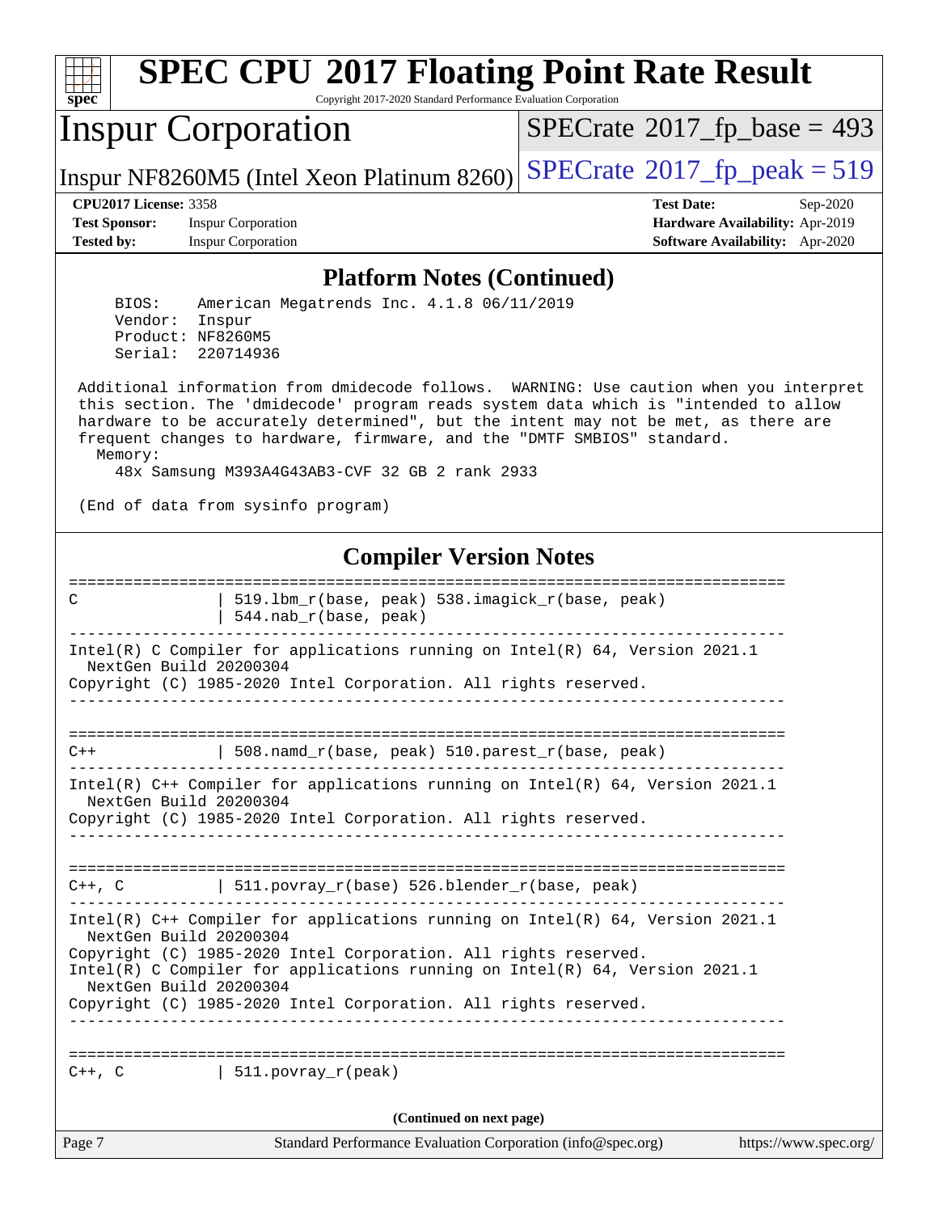# SPEC CPU 2017 Floating Point Rate Result

Copyright 2017-2020 Standard Performance Evaluation Corporation

## Inspur Corporation

Inspur NF8260M5 (Intel Xeon Platinum 8260)

SPECrate 2017_fp_base = 493

SPECrate 2017_fp_peak = 519

**CPU2017 License:** 3358
**Test Sponsor:** Inspur Corporation
**Tested by:** Inspur Corporation

**Test Date:** Sep-2020
**Hardware Availability:** Apr-2019
**Software Availability:** Apr-2020

## Platform Notes (Continued)

```
     BIOS:    American Megatrends Inc. 4.1.8 06/11/2019
     Vendor:  Inspur
     Product: NF8260M5
     Serial:  220714936

 Additional information from dmidecode follows.  WARNING: Use caution when you interpret
 this section. The 'dmidecode' program reads system data which is "intended to allow
 hardware to be accurately determined", but the intent may not be met, as there are
 frequent changes to hardware, firmware, and the "DMTF SMBIOS" standard.
   Memory:
     48x Samsung M393A4G43AB3-CVF 32 GB 2 rank 2933

 (End of data from sysinfo program)
```

## Compiler Version Notes

```
==============================================================================
C               | 519.lbm_r(base, peak) 538.imagick_r(base, peak)
                | 544.nab_r(base, peak)
------------------------------------------------------------------------------
Intel(R) C Compiler for applications running on Intel(R) 64, Version 2021.1
  NextGen Build 20200304
Copyright (C) 1985-2020 Intel Corporation. All rights reserved.
------------------------------------------------------------------------------

==============================================================================
C++             | 508.namd_r(base, peak) 510.parest_r(base, peak)
------------------------------------------------------------------------------
Intel(R) C++ Compiler for applications running on Intel(R) 64, Version 2021.1
  NextGen Build 20200304
Copyright (C) 1985-2020 Intel Corporation. All rights reserved.
------------------------------------------------------------------------------

==============================================================================
C++, C          | 511.povray_r(base) 526.blender_r(base, peak)
------------------------------------------------------------------------------
Intel(R) C++ Compiler for applications running on Intel(R) 64, Version 2021.1
  NextGen Build 20200304
Copyright (C) 1985-2020 Intel Corporation. All rights reserved.
Intel(R) C Compiler for applications running on Intel(R) 64, Version 2021.1
  NextGen Build 20200304
Copyright (C) 1985-2020 Intel Corporation. All rights reserved.
------------------------------------------------------------------------------

==============================================================================
C++, C          | 511.povray_r(peak)
```

(Continued on next page)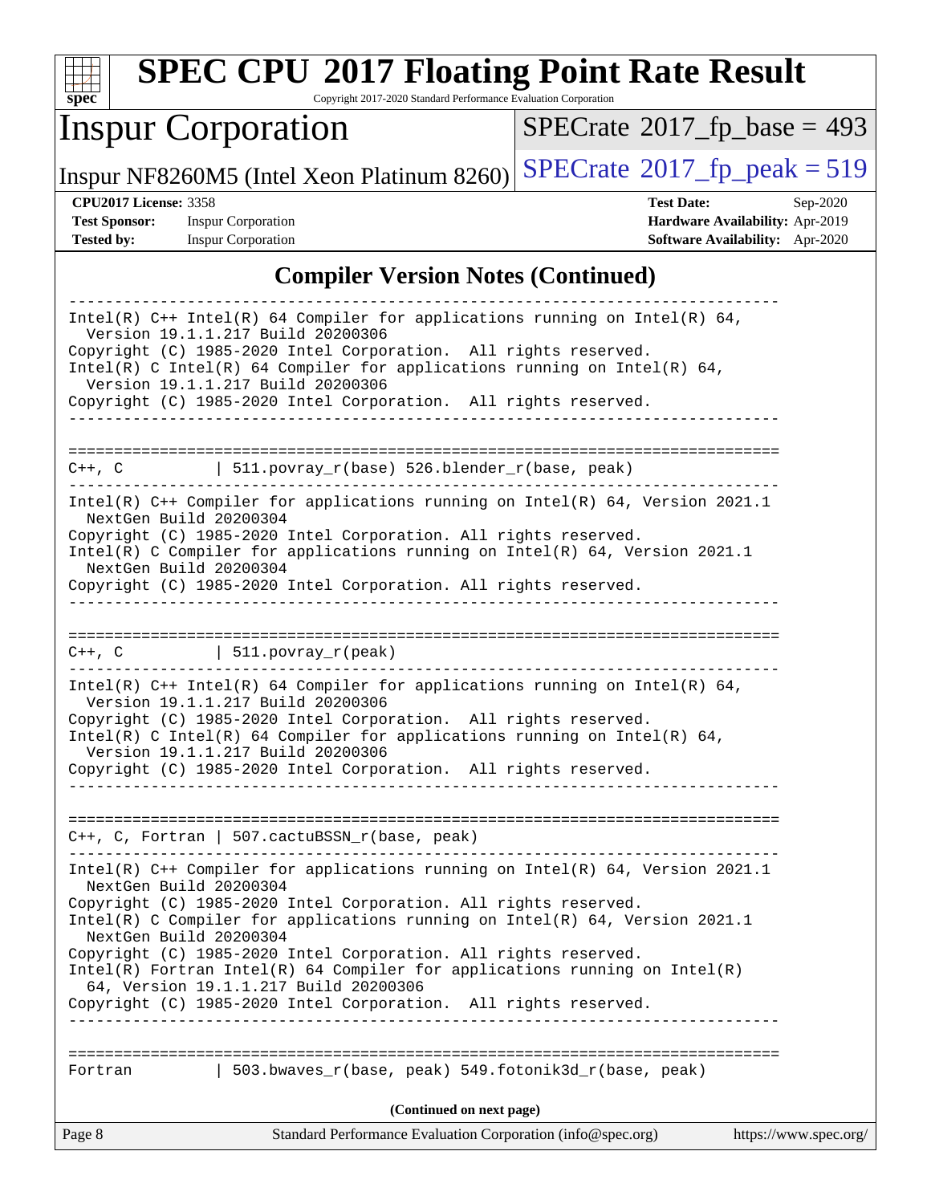## Compiler Version Notes (Continued)

```
------------------------------------------------------------------------------
Intel(R) C++ Intel(R) 64 Compiler for applications running on Intel(R) 64,
  Version 19.1.1.217 Build 20200306
Copyright (C) 1985-2020 Intel Corporation.  All rights reserved.
Intel(R) C Intel(R) 64 Compiler for applications running on Intel(R) 64,
  Version 19.1.1.217 Build 20200306
Copyright (C) 1985-2020 Intel Corporation.  All rights reserved.
------------------------------------------------------------------------------

==============================================================================
C++, C          | 511.povray_r(base) 526.blender_r(base, peak)
------------------------------------------------------------------------------
Intel(R) C++ Compiler for applications running on Intel(R) 64, Version 2021.1
  NextGen Build 20200304
Copyright (C) 1985-2020 Intel Corporation. All rights reserved.
Intel(R) C Compiler for applications running on Intel(R) 64, Version 2021.1
  NextGen Build 20200304
Copyright (C) 1985-2020 Intel Corporation. All rights reserved.
------------------------------------------------------------------------------

==============================================================================
C++, C          | 511.povray_r(peak)
------------------------------------------------------------------------------
Intel(R) C++ Intel(R) 64 Compiler for applications running on Intel(R) 64,
  Version 19.1.1.217 Build 20200306
Copyright (C) 1985-2020 Intel Corporation.  All rights reserved.
Intel(R) C Intel(R) 64 Compiler for applications running on Intel(R) 64,
  Version 19.1.1.217 Build 20200306
Copyright (C) 1985-2020 Intel Corporation.  All rights reserved.
------------------------------------------------------------------------------

==============================================================================
C++, C, Fortran | 507.cactuBSSN_r(base, peak)
------------------------------------------------------------------------------
Intel(R) C++ Compiler for applications running on Intel(R) 64, Version 2021.1
  NextGen Build 20200304
Copyright (C) 1985-2020 Intel Corporation. All rights reserved.
Intel(R) C Compiler for applications running on Intel(R) 64, Version 2021.1
  NextGen Build 20200304
Copyright (C) 1985-2020 Intel Corporation. All rights reserved.
Intel(R) Fortran Intel(R) 64 Compiler for applications running on Intel(R)
  64, Version 19.1.1.217 Build 20200306
Copyright (C) 1985-2020 Intel Corporation.  All rights reserved.
------------------------------------------------------------------------------

==============================================================================
Fortran         | 503.bwaves_r(base, peak) 549.fotonik3d_r(base, peak)
```

(Continued on next page)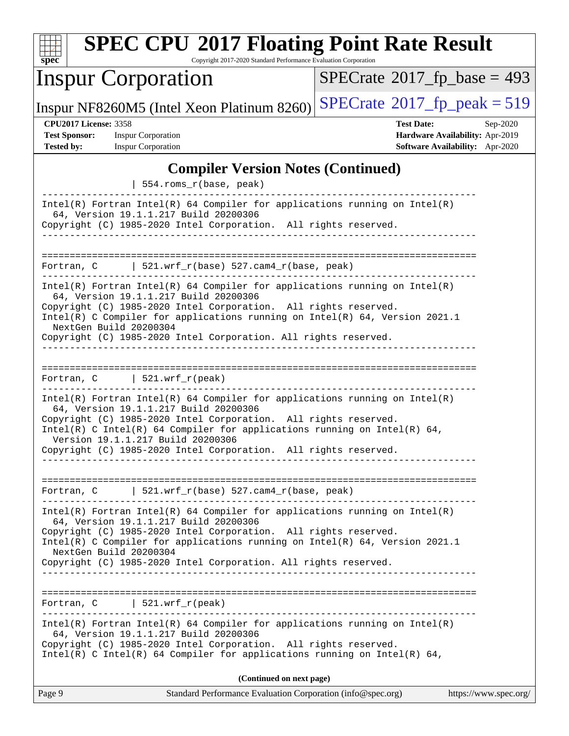## Compiler Version Notes (Continued)

```
                  | 554.roms_r(base, peak)
------------------------------------------------------------------------------
Intel(R) Fortran Intel(R) 64 Compiler for applications running on Intel(R)
  64, Version 19.1.1.217 Build 20200306
Copyright (C) 1985-2020 Intel Corporation.  All rights reserved.
------------------------------------------------------------------------------

==============================================================================
Fortran, C      | 521.wrf_r(base) 527.cam4_r(base, peak)
------------------------------------------------------------------------------
Intel(R) Fortran Intel(R) 64 Compiler for applications running on Intel(R)
  64, Version 19.1.1.217 Build 20200306
Copyright (C) 1985-2020 Intel Corporation.  All rights reserved.
Intel(R) C Compiler for applications running on Intel(R) 64, Version 2021.1
  NextGen Build 20200304
Copyright (C) 1985-2020 Intel Corporation. All rights reserved.
------------------------------------------------------------------------------

==============================================================================
Fortran, C      | 521.wrf_r(peak)
------------------------------------------------------------------------------
Intel(R) Fortran Intel(R) 64 Compiler for applications running on Intel(R)
  64, Version 19.1.1.217 Build 20200306
Copyright (C) 1985-2020 Intel Corporation.  All rights reserved.
Intel(R) C Intel(R) 64 Compiler for applications running on Intel(R) 64,
  Version 19.1.1.217 Build 20200306
Copyright (C) 1985-2020 Intel Corporation.  All rights reserved.
------------------------------------------------------------------------------

==============================================================================
Fortran, C      | 521.wrf_r(base) 527.cam4_r(base, peak)
------------------------------------------------------------------------------
Intel(R) Fortran Intel(R) 64 Compiler for applications running on Intel(R)
  64, Version 19.1.1.217 Build 20200306
Copyright (C) 1985-2020 Intel Corporation.  All rights reserved.
Intel(R) C Compiler for applications running on Intel(R) 64, Version 2021.1
  NextGen Build 20200304
Copyright (C) 1985-2020 Intel Corporation. All rights reserved.
------------------------------------------------------------------------------

==============================================================================
Fortran, C      | 521.wrf_r(peak)
------------------------------------------------------------------------------
Intel(R) Fortran Intel(R) 64 Compiler for applications running on Intel(R)
  64, Version 19.1.1.217 Build 20200306
Copyright (C) 1985-2020 Intel Corporation.  All rights reserved.
Intel(R) C Intel(R) 64 Compiler for applications running on Intel(R) 64,
```

(Continued on next page)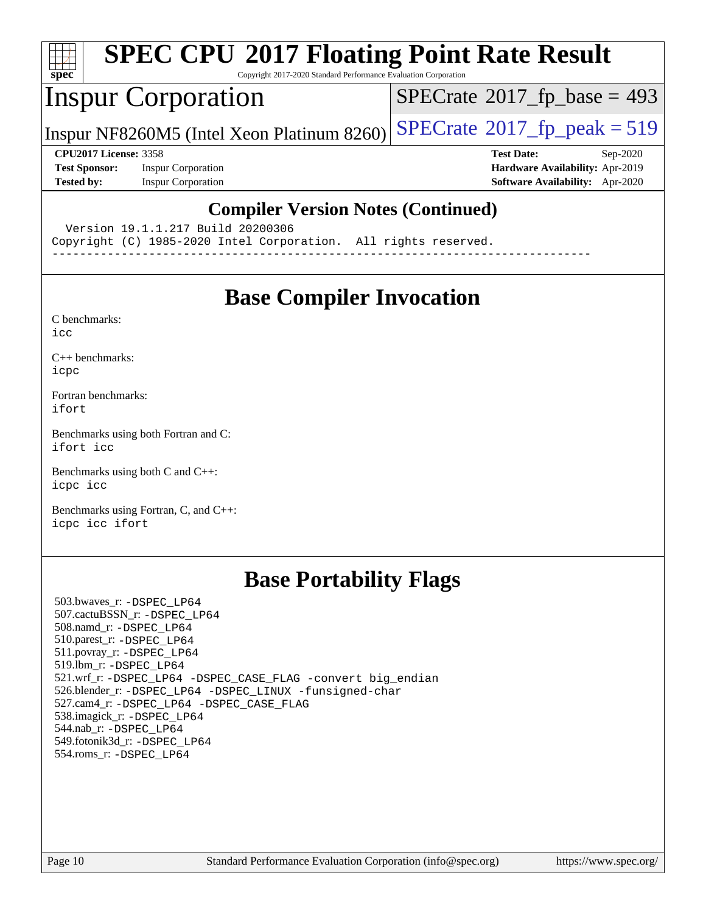## Compiler Version Notes (Continued)

```
  Version 19.1.1.217 Build 20200306
Copyright (C) 1985-2020 Intel Corporation.  All rights reserved.
------------------------------------------------------------------------------
```

## Base Compiler Invocation

C benchmarks:
icc

C++ benchmarks:
icpc

Fortran benchmarks:
ifort

Benchmarks using both Fortran and C:
ifort icc

Benchmarks using both C and C++:
icpc icc

Benchmarks using Fortran, C, and C++:
icpc icc ifort

## Base Portability Flags

503.bwaves_r: -DSPEC_LP64
507.cactuBSSN_r: -DSPEC_LP64
508.namd_r: -DSPEC_LP64
510.parest_r: -DSPEC_LP64
511.povray_r: -DSPEC_LP64
519.lbm_r: -DSPEC_LP64
521.wrf_r: -DSPEC_LP64 -DSPEC_CASE_FLAG -convert big_endian
526.blender_r: -DSPEC_LP64 -DSPEC_LINUX -funsigned-char
527.cam4_r: -DSPEC_LP64 -DSPEC_CASE_FLAG
538.imagick_r: -DSPEC_LP64
544.nab_r: -DSPEC_LP64
549.fotonik3d_r: -DSPEC_LP64
554.roms_r: -DSPEC_LP64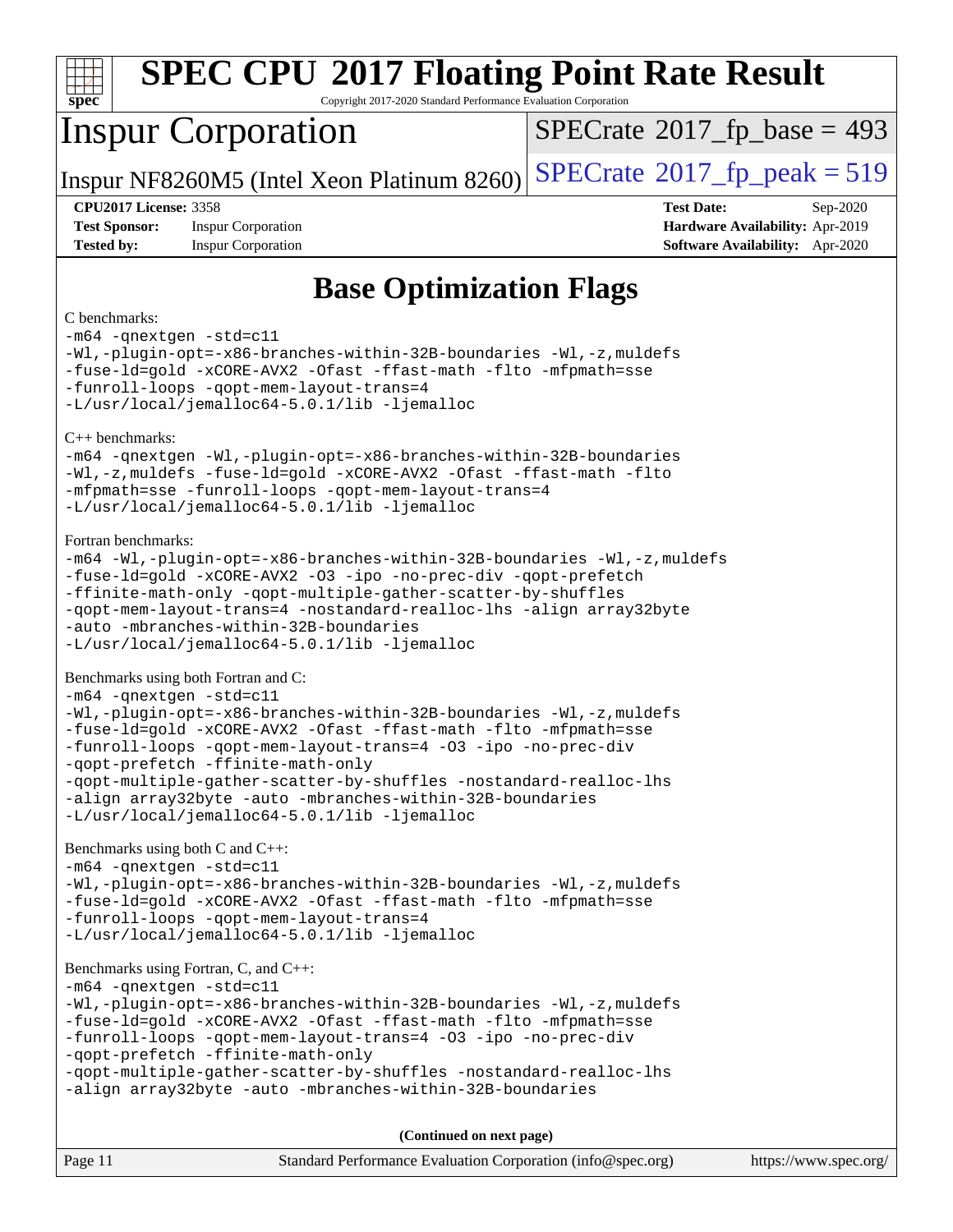# Base Optimization Flags

C benchmarks:

```
-m64 -qnextgen -std=c11
-Wl,-plugin-opt=-x86-branches-within-32B-boundaries -Wl,-z,muldefs
-fuse-ld=gold -xCORE-AVX2 -Ofast -ffast-math -flto -mfpmath=sse
-funroll-loops -qopt-mem-layout-trans=4
-L/usr/local/jemalloc64-5.0.1/lib -ljemalloc
```

C++ benchmarks:

```
-m64 -qnextgen -Wl,-plugin-opt=-x86-branches-within-32B-boundaries
-Wl,-z,muldefs -fuse-ld=gold -xCORE-AVX2 -Ofast -ffast-math -flto
-mfpmath=sse -funroll-loops -qopt-mem-layout-trans=4
-L/usr/local/jemalloc64-5.0.1/lib -ljemalloc
```

Fortran benchmarks:

```
-m64 -Wl,-plugin-opt=-x86-branches-within-32B-boundaries -Wl,-z,muldefs
-fuse-ld=gold -xCORE-AVX2 -O3 -ipo -no-prec-div -qopt-prefetch
-ffinite-math-only -qopt-multiple-gather-scatter-by-shuffles
-qopt-mem-layout-trans=4 -nostandard-realloc-lhs -align array32byte
-auto -mbranches-within-32B-boundaries
-L/usr/local/jemalloc64-5.0.1/lib -ljemalloc
```

Benchmarks using both Fortran and C:

```
-m64 -qnextgen -std=c11
-Wl,-plugin-opt=-x86-branches-within-32B-boundaries -Wl,-z,muldefs
-fuse-ld=gold -xCORE-AVX2 -Ofast -ffast-math -flto -mfpmath=sse
-funroll-loops -qopt-mem-layout-trans=4 -O3 -ipo -no-prec-div
-qopt-prefetch -ffinite-math-only
-qopt-multiple-gather-scatter-by-shuffles -nostandard-realloc-lhs
-align array32byte -auto -mbranches-within-32B-boundaries
-L/usr/local/jemalloc64-5.0.1/lib -ljemalloc
```

Benchmarks using both C and C++:

```
-m64 -qnextgen -std=c11
-Wl,-plugin-opt=-x86-branches-within-32B-boundaries -Wl,-z,muldefs
-fuse-ld=gold -xCORE-AVX2 -Ofast -ffast-math -flto -mfpmath=sse
-funroll-loops -qopt-mem-layout-trans=4
-L/usr/local/jemalloc64-5.0.1/lib -ljemalloc
```

Benchmarks using Fortran, C, and C++:

```
-m64 -qnextgen -std=c11
-Wl,-plugin-opt=-x86-branches-within-32B-boundaries -Wl,-z,muldefs
-fuse-ld=gold -xCORE-AVX2 -Ofast -ffast-math -flto -mfpmath=sse
-funroll-loops -qopt-mem-layout-trans=4 -O3 -ipo -no-prec-div
-qopt-prefetch -ffinite-math-only
-qopt-multiple-gather-scatter-by-shuffles -nostandard-realloc-lhs
-align array32byte -auto -mbranches-within-32B-boundaries
```

**(Continued on next page)**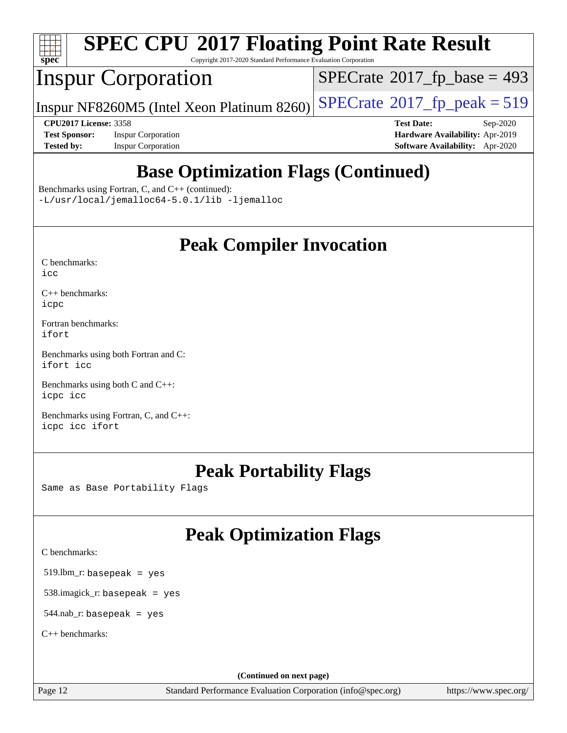# SPEC CPU 2017 Floating Point Rate Result

Copyright 2017-2020 Standard Performance Evaluation Corporation

## Inspur Corporation

Inspur NF8260M5 (Intel Xeon Platinum 8260)

SPECrate 2017_fp_base = 493

SPECrate 2017_fp_peak = 519

**CPU2017 License:** 3358
**Test Sponsor:** Inspur Corporation
**Tested by:** Inspur Corporation

**Test Date:** Sep-2020
**Hardware Availability:** Apr-2019
**Software Availability:** Apr-2020

## Base Optimization Flags (Continued)

Benchmarks using Fortran, C, and C++ (continued):
`-L/usr/local/jemalloc64-5.0.1/lib -ljemalloc`

## Peak Compiler Invocation

C benchmarks:
`icc`

C++ benchmarks:
`icpc`

Fortran benchmarks:
`ifort`

Benchmarks using both Fortran and C:
`ifort icc`

Benchmarks using both C and C++:
`icpc icc`

Benchmarks using Fortran, C, and C++:
`icpc icc ifort`

## Peak Portability Flags

Same as Base Portability Flags

## Peak Optimization Flags

C benchmarks:

519.lbm_r: `basepeak = yes`

538.imagick_r: `basepeak = yes`

544.nab_r: `basepeak = yes`

C++ benchmarks:

(Continued on next page)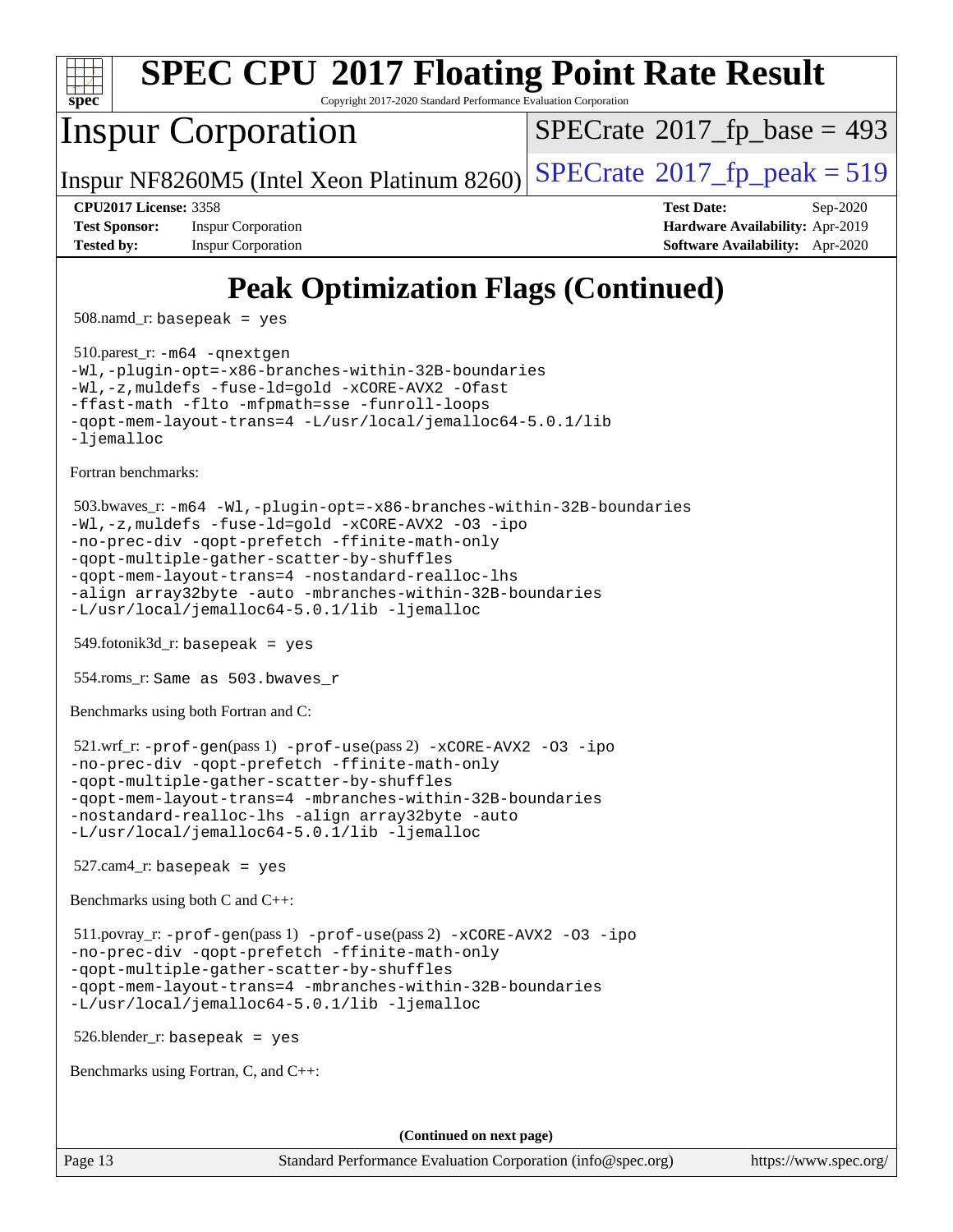# Peak Optimization Flags (Continued)

508.namd_r: `basepeak = yes`

510.parest_r: `-m64 -qnextgen -Wl,-plugin-opt=-x86-branches-within-32B-boundaries -Wl,-z,muldefs -fuse-ld=gold -xCORE-AVX2 -Ofast -ffast-math -flto -mfpmath=sse -funroll-loops -qopt-mem-layout-trans=4 -L/usr/local/jemalloc64-5.0.1/lib -ljemalloc`

Fortran benchmarks:

503.bwaves_r: `-m64 -Wl,-plugin-opt=-x86-branches-within-32B-boundaries -Wl,-z,muldefs -fuse-ld=gold -xCORE-AVX2 -O3 -ipo -no-prec-div -qopt-prefetch -ffinite-math-only -qopt-multiple-gather-scatter-by-shuffles -qopt-mem-layout-trans=4 -nostandard-realloc-lhs -align array32byte -auto -mbranches-within-32B-boundaries -L/usr/local/jemalloc64-5.0.1/lib -ljemalloc`

549.fotonik3d_r: `basepeak = yes`

554.roms_r: `Same as 503.bwaves_r`

Benchmarks using both Fortran and C:

521.wrf_r: `-prof-gen`(pass 1) `-prof-use`(pass 2) `-xCORE-AVX2 -O3 -ipo -no-prec-div -qopt-prefetch -ffinite-math-only -qopt-multiple-gather-scatter-by-shuffles -qopt-mem-layout-trans=4 -mbranches-within-32B-boundaries -nostandard-realloc-lhs -align array32byte -auto -L/usr/local/jemalloc64-5.0.1/lib -ljemalloc`

527.cam4_r: `basepeak = yes`

Benchmarks using both C and C++:

511.povray_r: `-prof-gen`(pass 1) `-prof-use`(pass 2) `-xCORE-AVX2 -O3 -ipo -no-prec-div -qopt-prefetch -ffinite-math-only -qopt-multiple-gather-scatter-by-shuffles -qopt-mem-layout-trans=4 -mbranches-within-32B-boundaries -L/usr/local/jemalloc64-5.0.1/lib -ljemalloc`

526.blender_r: `basepeak = yes`

Benchmarks using Fortran, C, and C++:

**(Continued on next page)**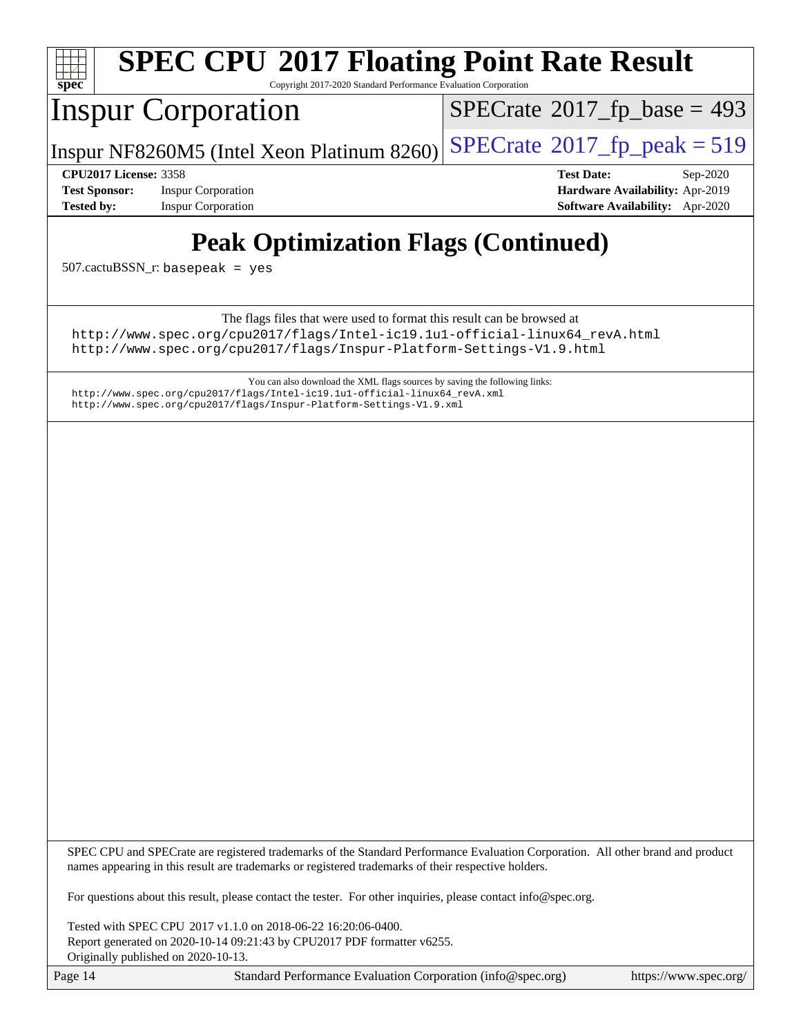## Peak Optimization Flags (Continued)

507.cactuBSSN_r: basepeak = yes

The flags files that were used to format this result can be browsed at
http://www.spec.org/cpu2017/flags/Intel-ic19.1u1-official-linux64_revA.html
http://www.spec.org/cpu2017/flags/Inspur-Platform-Settings-V1.9.html

You can also download the XML flags sources by saving the following links:
http://www.spec.org/cpu2017/flags/Intel-ic19.1u1-official-linux64_revA.xml
http://www.spec.org/cpu2017/flags/Inspur-Platform-Settings-V1.9.xml

SPEC CPU and SPECrate are registered trademarks of the Standard Performance Evaluation Corporation. All other brand and product names appearing in this result are trademarks or registered trademarks of their respective holders.

For questions about this result, please contact the tester. For other inquiries, please contact info@spec.org.

Tested with SPEC CPU 2017 v1.1.0 on 2018-06-22 16:20:06-0400.
Report generated on 2020-10-14 09:21:43 by CPU2017 PDF formatter v6255.
Originally published on 2020-10-13.